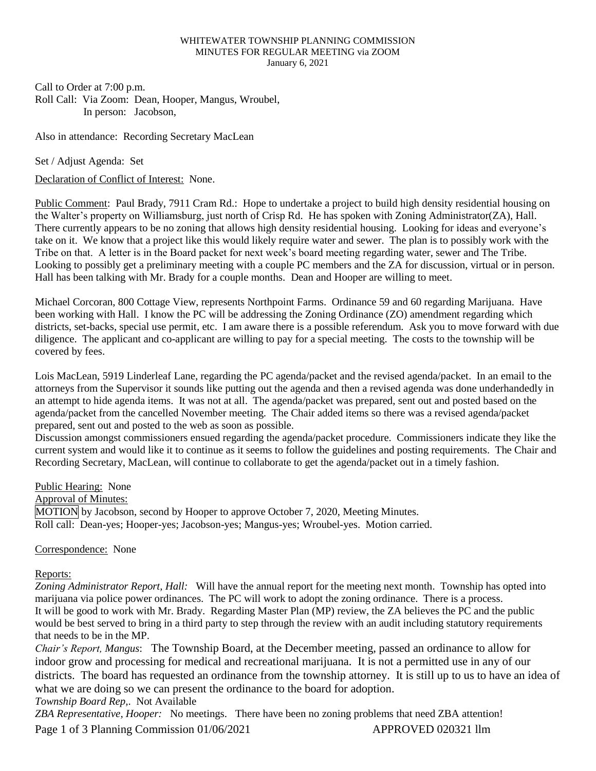WHITEWATER TOWNSHIP PLANNING COMMISSION
MINUTES FOR REGULAR MEETING via ZOOM
January 6, 2021

Call to Order at 7:00 p.m.
Roll Call: Via Zoom: Dean, Hooper, Mangus, Wroubel,
In person: Jacobson,

Also in attendance: Recording Secretary MacLean

Set / Adjust Agenda: Set

Declaration of Conflict of Interest: None.

Public Comment: Paul Brady, 7911 Cram Rd.: Hope to undertake a project to build high density residential housing on the Walter's property on Williamsburg, just north of Crisp Rd. He has spoken with Zoning Administrator(ZA), Hall. There currently appears to be no zoning that allows high density residential housing. Looking for ideas and everyone's take on it. We know that a project like this would likely require water and sewer. The plan is to possibly work with the Tribe on that. A letter is in the Board packet for next week's board meeting regarding water, sewer and The Tribe. Looking to possibly get a preliminary meeting with a couple PC members and the ZA for discussion, virtual or in person. Hall has been talking with Mr. Brady for a couple months. Dean and Hooper are willing to meet.

Michael Corcoran, 800 Cottage View, represents Northpoint Farms. Ordinance 59 and 60 regarding Marijuana. Have been working with Hall. I know the PC will be addressing the Zoning Ordinance (ZO) amendment regarding which districts, set-backs, special use permit, etc. I am aware there is a possible referendum. Ask you to move forward with due diligence. The applicant and co-applicant are willing to pay for a special meeting. The costs to the township will be covered by fees.

Lois MacLean, 5919 Linderleaf Lane, regarding the PC agenda/packet and the revised agenda/packet. In an email to the attorneys from the Supervisor it sounds like putting out the agenda and then a revised agenda was done underhandedly in an attempt to hide agenda items. It was not at all. The agenda/packet was prepared, sent out and posted based on the agenda/packet from the cancelled November meeting. The Chair added items so there was a revised agenda/packet prepared, sent out and posted to the web as soon as possible.
Discussion amongst commissioners ensued regarding the agenda/packet procedure. Commissioners indicate they like the current system and would like it to continue as it seems to follow the guidelines and posting requirements. The Chair and Recording Secretary, MacLean, will continue to collaborate to get the agenda/packet out in a timely fashion.

Public Hearing: None

Approval of Minutes:

MOTION by Jacobson, second by Hooper to approve October 7, 2020, Meeting Minutes.
Roll call: Dean-yes; Hooper-yes; Jacobson-yes; Mangus-yes; Wroubel-yes. Motion carried.

Correspondence: None

Reports:

*Zoning Administrator Report, Hall:* Will have the annual report for the meeting next month. Township has opted into marijuana via police power ordinances. The PC will work to adopt the zoning ordinance. There is a process.
It will be good to work with Mr. Brady. Regarding Master Plan (MP) review, the ZA believes the PC and the public would be best served to bring in a third party to step through the review with an audit including statutory requirements that needs to be in the MP.

*Chair's Report, Mangus*: The Township Board, at the December meeting, passed an ordinance to allow for indoor grow and processing for medical and recreational marijuana. It is not a permitted use in any of our districts. The board has requested an ordinance from the township attorney. It is still up to us to have an idea of what we are doing so we can present the ordinance to the board for adoption.

*Township Board Rep,.* Not Available

*ZBA Representative, Hooper:* No meetings. There have been no zoning problems that need ZBA attention!

APPROVED 020321 llm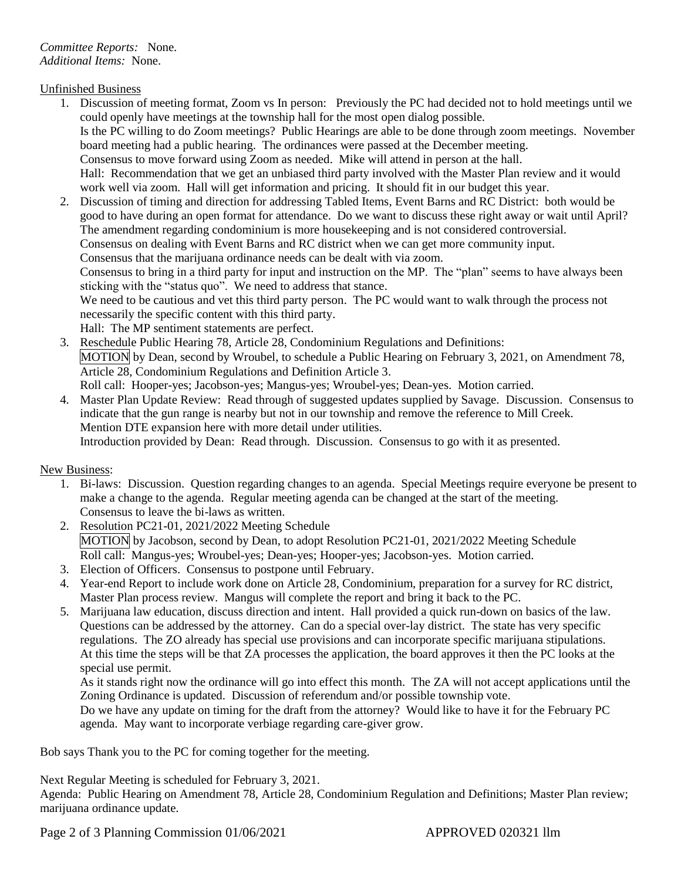*Committee Reports:* None.
*Additional Items:* None.

Unfinished Business

1. Discussion of meeting format, Zoom vs In person: Previously the PC had decided not to hold meetings until we could openly have meetings at the township hall for the most open dialog possible.
   Is the PC willing to do Zoom meetings? Public Hearings are able to be done through zoom meetings. November board meeting had a public hearing. The ordinances were passed at the December meeting.
   Consensus to move forward using Zoom as needed. Mike will attend in person at the hall.
   Hall: Recommendation that we get an unbiased third party involved with the Master Plan review and it would work well via zoom. Hall will get information and pricing. It should fit in our budget this year.
2. Discussion of timing and direction for addressing Tabled Items, Event Barns and RC District: both would be good to have during an open format for attendance. Do we want to discuss these right away or wait until April? The amendment regarding condominium is more housekeeping and is not considered controversial.
   Consensus on dealing with Event Barns and RC district when we can get more community input.
   Consensus that the marijuana ordinance needs can be dealt with via zoom.
   Consensus to bring in a third party for input and instruction on the MP. The "plan" seems to have always been sticking with the "status quo". We need to address that stance.
   We need to be cautious and vet this third party person. The PC would want to walk through the process not necessarily the specific content with this third party.
   Hall: The MP sentiment statements are perfect.
3. Reschedule Public Hearing 78, Article 28, Condominium Regulations and Definitions:
   MOTION by Dean, second by Wroubel, to schedule a Public Hearing on February 3, 2021, on Amendment 78, Article 28, Condominium Regulations and Definition Article 3.
   Roll call: Hooper-yes; Jacobson-yes; Mangus-yes; Wroubel-yes; Dean-yes. Motion carried.
4. Master Plan Update Review: Read through of suggested updates supplied by Savage. Discussion. Consensus to indicate that the gun range is nearby but not in our township and remove the reference to Mill Creek.
   Mention DTE expansion here with more detail under utilities.
   Introduction provided by Dean: Read through. Discussion. Consensus to go with it as presented.

New Business:

1. Bi-laws: Discussion. Question regarding changes to an agenda. Special Meetings require everyone be present to make a change to the agenda. Regular meeting agenda can be changed at the start of the meeting.
   Consensus to leave the bi-laws as written.
2. Resolution PC21-01, 2021/2022 Meeting Schedule
   MOTION by Jacobson, second by Dean, to adopt Resolution PC21-01, 2021/2022 Meeting Schedule
   Roll call: Mangus-yes; Wroubel-yes; Dean-yes; Hooper-yes; Jacobson-yes. Motion carried.
3. Election of Officers. Consensus to postpone until February.
4. Year-end Report to include work done on Article 28, Condominium, preparation for a survey for RC district, Master Plan process review. Mangus will complete the report and bring it back to the PC.
5. Marijuana law education, discuss direction and intent. Hall provided a quick run-down on basics of the law. Questions can be addressed by the attorney. Can do a special over-lay district. The state has very specific regulations. The ZO already has special use provisions and can incorporate specific marijuana stipulations. At this time the steps will be that ZA processes the application, the board approves it then the PC looks at the special use permit.
   As it stands right now the ordinance will go into effect this month. The ZA will not accept applications until the Zoning Ordinance is updated. Discussion of referendum and/or possible township vote.
   Do we have any update on timing for the draft from the attorney? Would like to have it for the February PC agenda. May want to incorporate verbiage regarding care-giver grow.

Bob says Thank you to the PC for coming together for the meeting.

Next Regular Meeting is scheduled for February 3, 2021.
Agenda: Public Hearing on Amendment 78, Article 28, Condominium Regulation and Definitions; Master Plan review; marijuana ordinance update.

Planning Commission 01/06/2021 APPROVED 020321 llm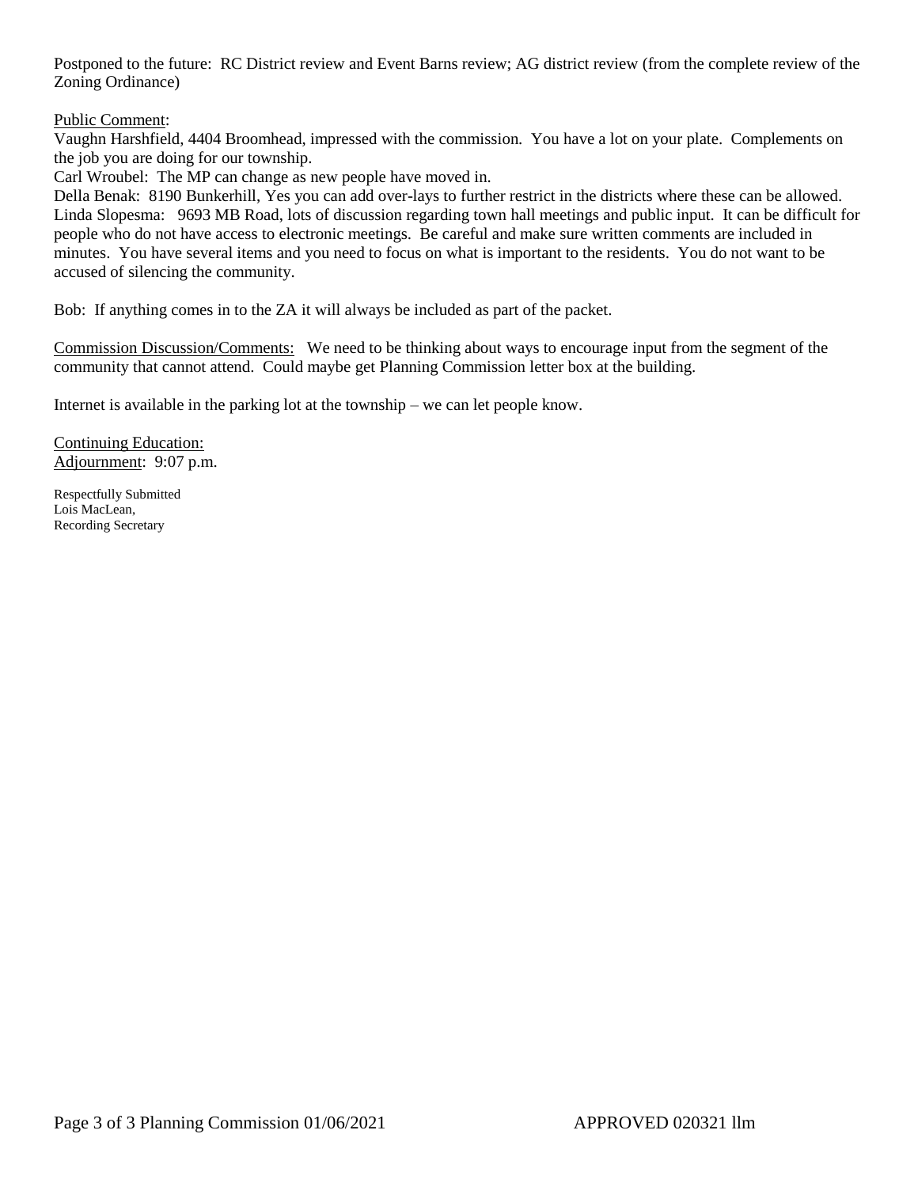Postponed to the future: RC District review and Event Barns review; AG district review (from the complete review of the Zoning Ordinance)

Public Comment:

Vaughn Harshfield, 4404 Broomhead, impressed with the commission. You have a lot on your plate. Complements on the job you are doing for our township.

Carl Wroubel: The MP can change as new people have moved in.

Della Benak: 8190 Bunkerhill, Yes you can add over-lays to further restrict in the districts where these can be allowed.

Linda Slopesma: 9693 MB Road, lots of discussion regarding town hall meetings and public input. It can be difficult for people who do not have access to electronic meetings. Be careful and make sure written comments are included in minutes. You have several items and you need to focus on what is important to the residents. You do not want to be accused of silencing the community.

Bob: If anything comes in to the ZA it will always be included as part of the packet.

Commission Discussion/Comments: We need to be thinking about ways to encourage input from the segment of the community that cannot attend. Could maybe get Planning Commission letter box at the building.

Internet is available in the parking lot at the township – we can let people know.

Continuing Education:

Adjournment: 9:07 p.m.

Respectfully Submitted
Lois MacLean,
Recording Secretary

APPROVED 020321 llm